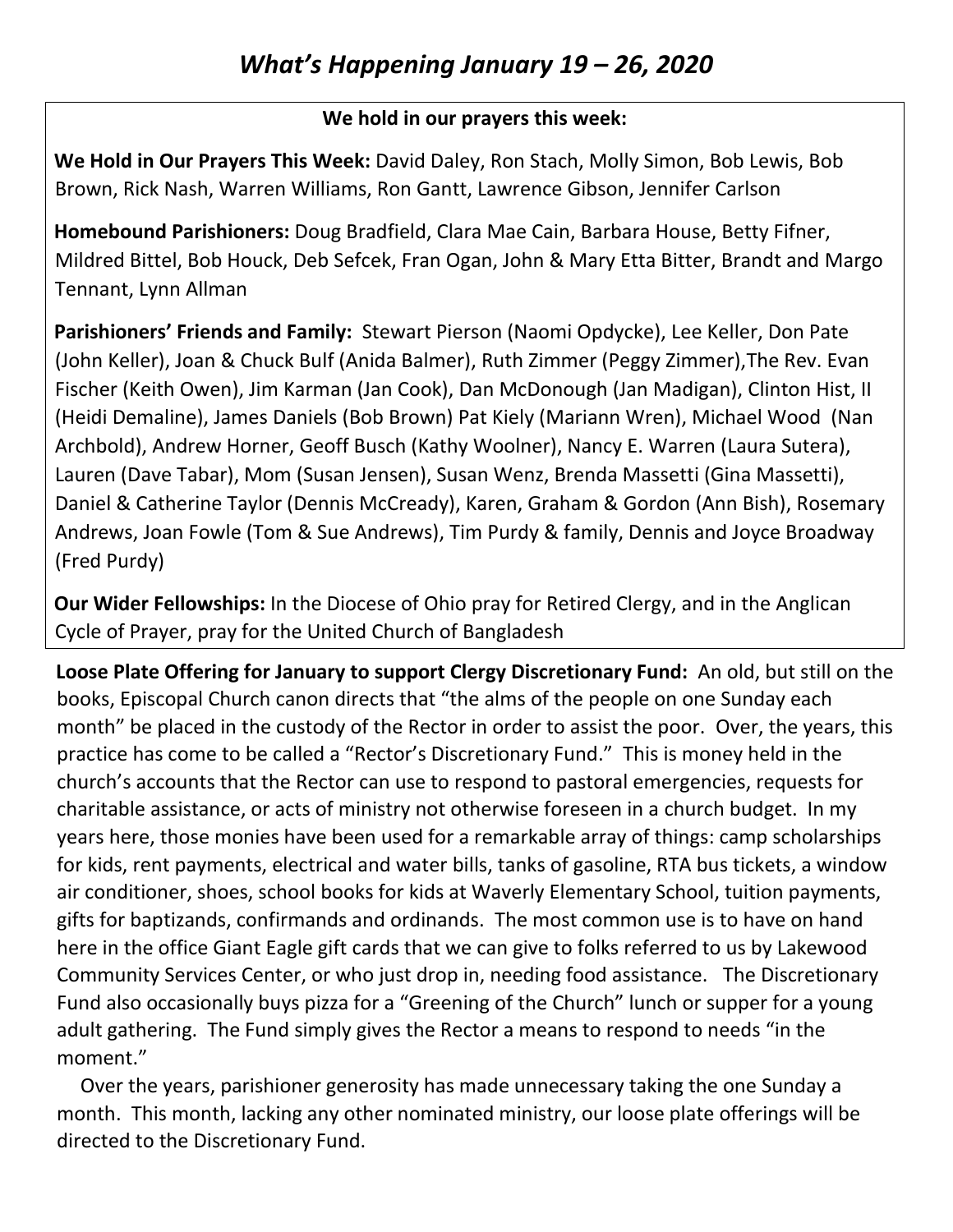# *What's Happening January 19 – 26, 2020*

**We hold in our prayers this week:**

**We Hold in Our Prayers This Week:** David Daley, Ron Stach, Molly Simon, Bob Lewis, Bob Brown, Rick Nash, Warren Williams, Ron Gantt, Lawrence Gibson, Jennifer Carlson

**Homebound Parishioners:** Doug Bradfield, Clara Mae Cain, Barbara House, Betty Fifner, Mildred Bittel, Bob Houck, Deb Sefcek, Fran Ogan, John & Mary Etta Bitter, Brandt and Margo Tennant, Lynn Allman

**Parishioners' Friends and Family:** Stewart Pierson (Naomi Opdycke), Lee Keller, Don Pate (John Keller), Joan & Chuck Bulf (Anida Balmer), Ruth Zimmer (Peggy Zimmer),The Rev. Evan Fischer (Keith Owen), Jim Karman (Jan Cook), Dan McDonough (Jan Madigan), Clinton Hist, II (Heidi Demaline), James Daniels (Bob Brown) Pat Kiely (Mariann Wren), Michael Wood (Nan Archbold), Andrew Horner, Geoff Busch (Kathy Woolner), Nancy E. Warren (Laura Sutera), Lauren (Dave Tabar), Mom (Susan Jensen), Susan Wenz, Brenda Massetti (Gina Massetti), Daniel & Catherine Taylor (Dennis McCready), Karen, Graham & Gordon (Ann Bish), Rosemary Andrews, Joan Fowle (Tom & Sue Andrews), Tim Purdy & family, Dennis and Joyce Broadway (Fred Purdy)

**Our Wider Fellowships:** In the Diocese of Ohio pray for Retired Clergy, and in the Anglican Cycle of Prayer, pray for the United Church of Bangladesh

**Loose Plate Offering for January to support Clergy Discretionary Fund:** An old, but still on the books, Episcopal Church canon directs that "the alms of the people on one Sunday each month" be placed in the custody of the Rector in order to assist the poor. Over, the years, this practice has come to be called a "Rector's Discretionary Fund." This is money held in the church's accounts that the Rector can use to respond to pastoral emergencies, requests for charitable assistance, or acts of ministry not otherwise foreseen in a church budget. In my years here, those monies have been used for a remarkable array of things: camp scholarships for kids, rent payments, electrical and water bills, tanks of gasoline, RTA bus tickets, a window air conditioner, shoes, school books for kids at Waverly Elementary School, tuition payments, gifts for baptizands, confirmands and ordinands. The most common use is to have on hand here in the office Giant Eagle gift cards that we can give to folks referred to us by Lakewood Community Services Center, or who just drop in, needing food assistance. The Discretionary Fund also occasionally buys pizza for a "Greening of the Church" lunch or supper for a young adult gathering. The Fund simply gives the Rector a means to respond to needs "in the moment."

Over the years, parishioner generosity has made unnecessary taking the one Sunday a month. This month, lacking any other nominated ministry, our loose plate offerings will be directed to the Discretionary Fund.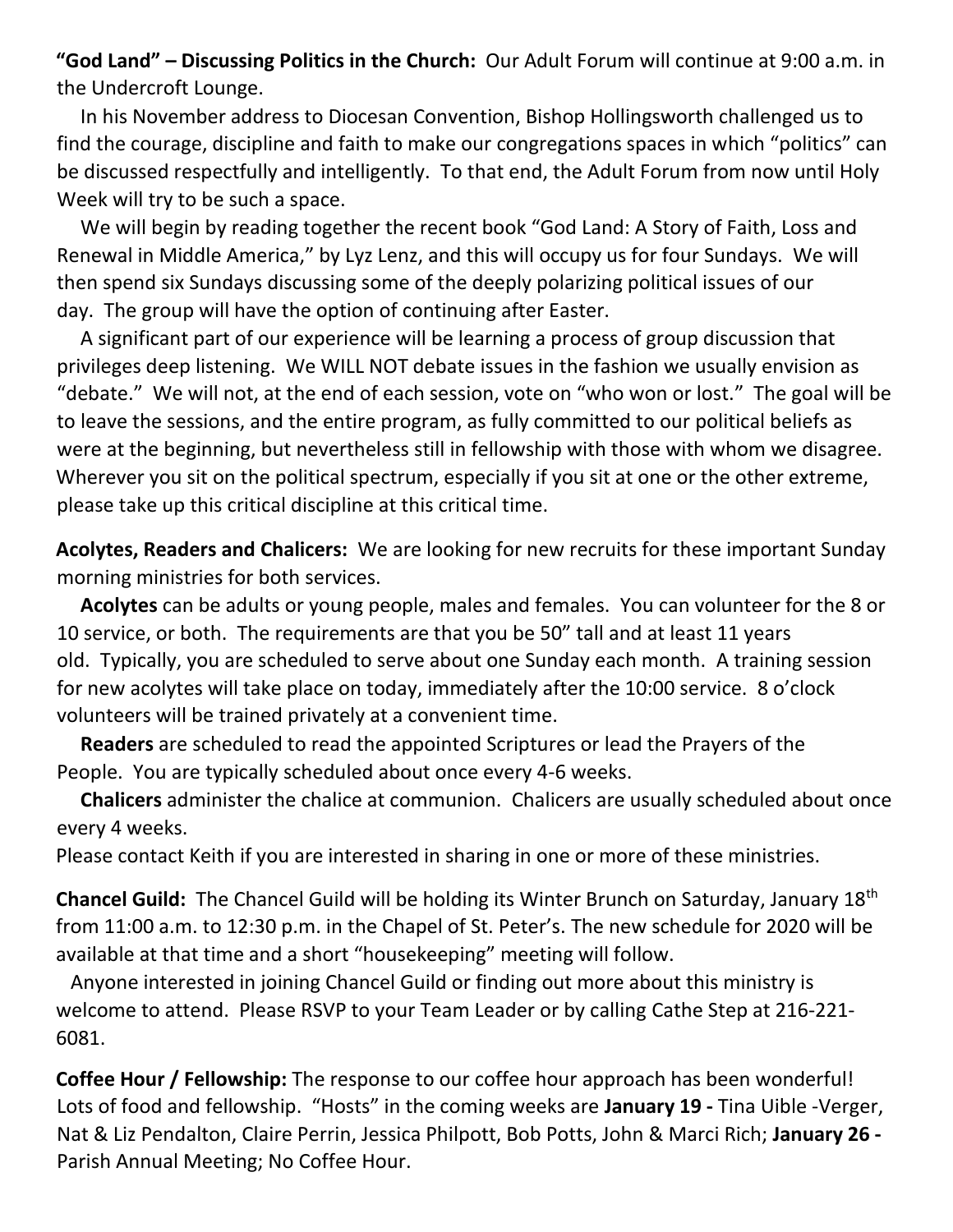**"God Land" – Discussing Politics in the Church:** Our Adult Forum will continue at 9:00 a.m. in the Undercroft Lounge.

In his November address to Diocesan Convention, Bishop Hollingsworth challenged us to find the courage, discipline and faith to make our congregations spaces in which "politics" can be discussed respectfully and intelligently. To that end, the Adult Forum from now until Holy Week will try to be such a space.

We will begin by reading together the recent book "God Land: A Story of Faith, Loss and Renewal in Middle America," by Lyz Lenz, and this will occupy us for four Sundays. We will then spend six Sundays discussing some of the deeply polarizing political issues of our day. The group will have the option of continuing after Easter.

A significant part of our experience will be learning a process of group discussion that privileges deep listening. We WILL NOT debate issues in the fashion we usually envision as "debate." We will not, at the end of each session, vote on "who won or lost." The goal will be to leave the sessions, and the entire program, as fully committed to our political beliefs as were at the beginning, but nevertheless still in fellowship with those with whom we disagree. Wherever you sit on the political spectrum, especially if you sit at one or the other extreme, please take up this critical discipline at this critical time.

**Acolytes, Readers and Chalicers:** We are looking for new recruits for these important Sunday morning ministries for both services.

**Acolytes** can be adults or young people, males and females. You can volunteer for the 8 or 10 service, or both. The requirements are that you be 50" tall and at least 11 years old. Typically, you are scheduled to serve about one Sunday each month. A training session for new acolytes will take place on today, immediately after the 10:00 service. 8 o'clock volunteers will be trained privately at a convenient time.

**Readers** are scheduled to read the appointed Scriptures or lead the Prayers of the People. You are typically scheduled about once every 4-6 weeks.

**Chalicers** administer the chalice at communion. Chalicers are usually scheduled about once every 4 weeks.

Please contact Keith if you are interested in sharing in one or more of these ministries.

**Chancel Guild:** The Chancel Guild will be holding its Winter Brunch on Saturday, January 18th from 11:00 a.m. to 12:30 p.m. in the Chapel of St. Peter's. The new schedule for 2020 will be available at that time and a short "housekeeping" meeting will follow.

Anyone interested in joining Chancel Guild or finding out more about this ministry is welcome to attend. Please RSVP to your Team Leader or by calling Cathe Step at 216-221-6081.

**Coffee Hour / Fellowship:** The response to our coffee hour approach has been wonderful! Lots of food and fellowship. "Hosts" in the coming weeks are **January 19 -** Tina Uible -Verger, Nat & Liz Pendalton, Claire Perrin, Jessica Philpott, Bob Potts, John & Marci Rich; **January 26 -** Parish Annual Meeting; No Coffee Hour.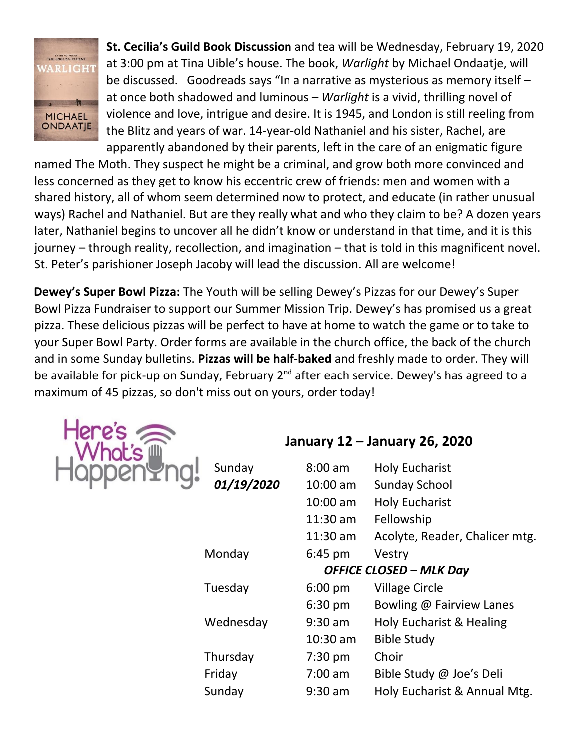**St. Cecilia's Guild Book Discussion** and tea will be Wednesday, February 19, 2020 at 3:00 pm at Tina Uible's house. The book, *Warlight* by Michael Ondaatje, will be discussed. Goodreads says "In a narrative as mysterious as memory itself – at once both shadowed and luminous – *Warlight* is a vivid, thrilling novel of violence and love, intrigue and desire. It is 1945, and London is still reeling from the Blitz and years of war. 14-year-old Nathaniel and his sister, Rachel, are apparently abandoned by their parents, left in the care of an enigmatic figure named The Moth. They suspect he might be a criminal, and grow both more convinced and less concerned as they get to know his eccentric crew of friends: men and women with a shared history, all of whom seem determined now to protect, and educate (in rather unusual ways) Rachel and Nathaniel. But are they really what and who they claim to be? A dozen years later, Nathaniel begins to uncover all he didn't know or understand in that time, and it is this journey – through reality, recollection, and imagination – that is told in this magnificent novel. St. Peter's parishioner Joseph Jacoby will lead the discussion. All are welcome!

**Dewey's Super Bowl Pizza:** The Youth will be selling Dewey's Pizzas for our Dewey's Super Bowl Pizza Fundraiser to support our Summer Mission Trip. Dewey's has promised us a great pizza. These delicious pizzas will be perfect to have at home to watch the game or to take to your Super Bowl Party. Order forms are available in the church office, the back of the church and in some Sunday bulletins. **Pizzas will be half-baked** and freshly made to order. They will be available for pick-up on Sunday, February 2nd after each service. Dewey's has agreed to a maximum of 45 pizzas, so don't miss out on yours, order today!

## Here's What's Happening!

### January 12 – January 26, 2020

| Day | Time | Event |
|---|---|---|
| Sunday *01/19/2020* | 8:00 am | Holy Eucharist |
| | 10:00 am | Sunday School |
| | 10:00 am | Holy Eucharist |
| | 11:30 am | Fellowship |
| | 11:30 am | Acolyte, Reader, Chalicer mtg. |
| Monday | 6:45 pm | Vestry |
| | | *OFFICE CLOSED – MLK Day* |
| Tuesday | 6:00 pm | Village Circle |
| | 6:30 pm | Bowling @ Fairview Lanes |
| Wednesday | 9:30 am | Holy Eucharist & Healing |
| | 10:30 am | Bible Study |
| Thursday | 7:30 pm | Choir |
| Friday | 7:00 am | Bible Study @ Joe's Deli |
| Sunday | 9:30 am | Holy Eucharist & Annual Mtg. |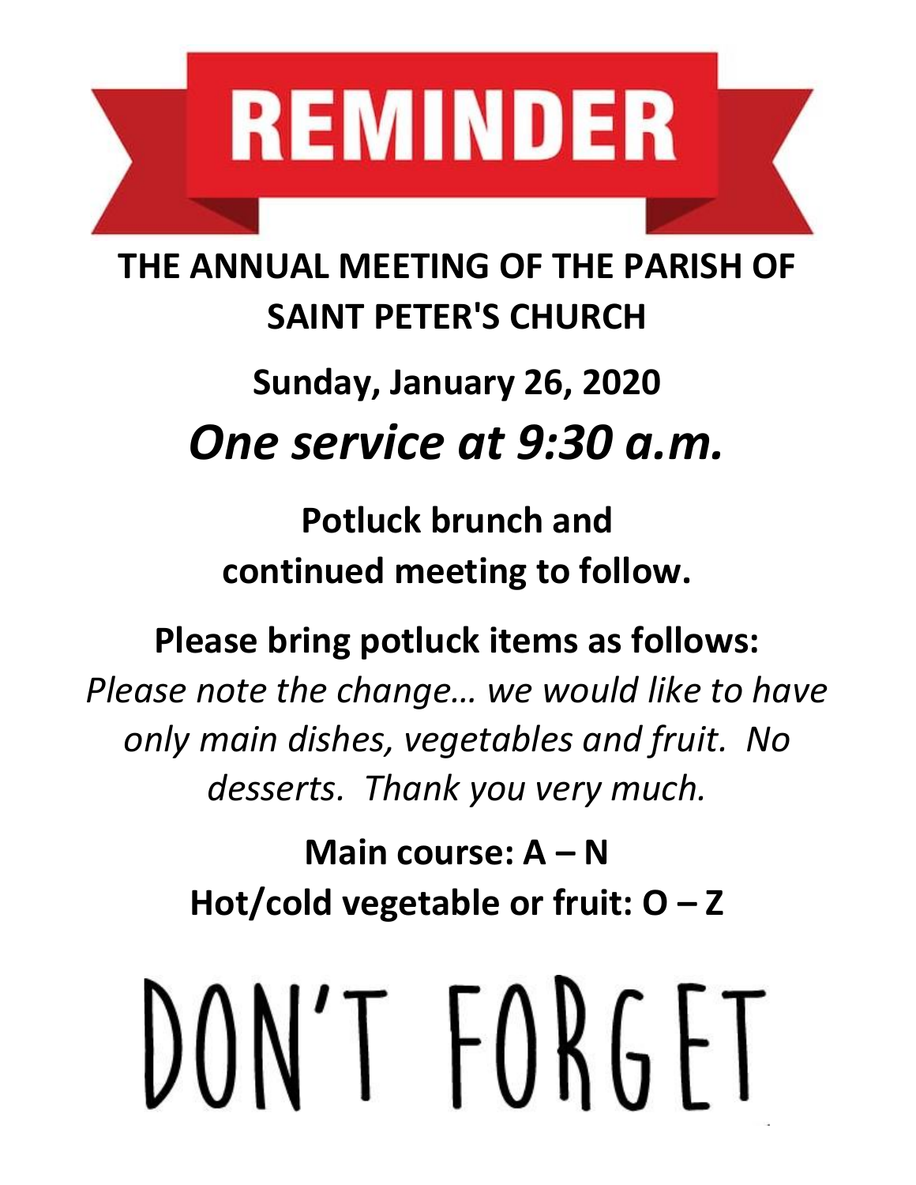# REMINDER

**THE ANNUAL MEETING OF THE PARISH OF SAINT PETER'S CHURCH**

**Sunday, January 26, 2020**

***One service at 9:30 a.m.***

**Potluck brunch and continued meeting to follow.**

**Please bring potluck items as follows:**

*Please note the change… we would like to have only main dishes, vegetables and fruit. No desserts. Thank you very much.*

**Main course: A – N**
**Hot/cold vegetable or fruit: O – Z**

DON'T FORGET